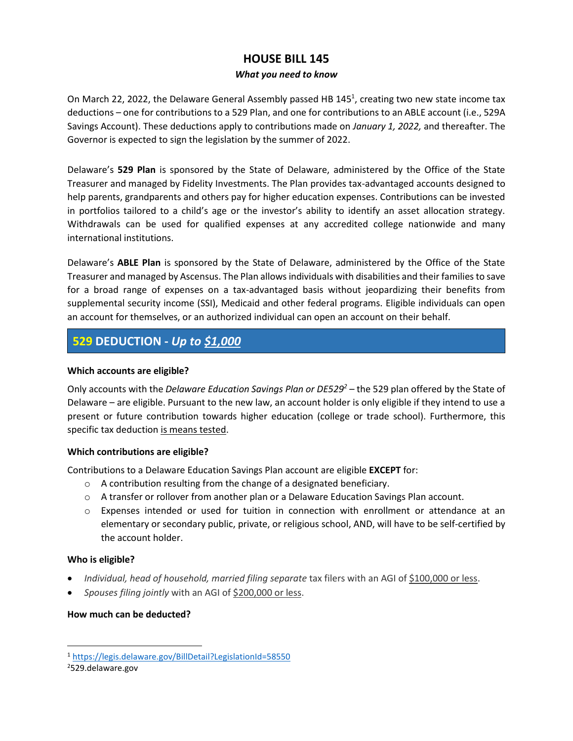# HOUSE BILL 145

***What you need to know***

On March 22, 2022, the Delaware General Assembly passed HB 145[1], creating two new state income tax deductions – one for contributions to a 529 Plan, and one for contributions to an ABLE account (i.e., 529A Savings Account). These deductions apply to contributions made on *January 1, 2022,* and thereafter. The Governor is expected to sign the legislation by the summer of 2022.

Delaware's **529 Plan** is sponsored by the State of Delaware, administered by the Office of the State Treasurer and managed by Fidelity Investments. The Plan provides tax-advantaged accounts designed to help parents, grandparents and others pay for higher education expenses. Contributions can be invested in portfolios tailored to a child's age or the investor's ability to identify an asset allocation strategy. Withdrawals can be used for qualified expenses at any accredited college nationwide and many international institutions.

Delaware's **ABLE Plan** is sponsored by the State of Delaware, administered by the Office of the State Treasurer and managed by Ascensus. The Plan allows individuals with disabilities and their families to save for a broad range of expenses on a tax-advantaged basis without jeopardizing their benefits from supplemental security income (SSI), Medicaid and other federal programs. Eligible individuals can open an account for themselves, or an authorized individual can open an account on their behalf.

## 529 DEDUCTION - *Up to $1,000*

**Which accounts are eligible?**

Only accounts with the *Delaware Education Savings Plan or DE529*[2] – the 529 plan offered by the State of Delaware – are eligible. Pursuant to the new law, an account holder is only eligible if they intend to use a present or future contribution towards higher education (college or trade school). Furthermore, this specific tax deduction is means tested.

**Which contributions are eligible?**

Contributions to a Delaware Education Savings Plan account are eligible **EXCEPT** for:

- A contribution resulting from the change of a designated beneficiary.
- A transfer or rollover from another plan or a Delaware Education Savings Plan account.
- Expenses intended or used for tuition in connection with enrollment or attendance at an elementary or secondary public, private, or religious school, AND, will have to be self-certified by the account holder.

**Who is eligible?**

- *Individual, head of household, married filing separate* tax filers with an AGI of $100,000 or less.
- *Spouses filing jointly* with an AGI of $200,000 or less.

**How much can be deducted?**

---

[1] https://legis.delaware.gov/BillDetail?LegislationId=58550

[2] 529.delaware.gov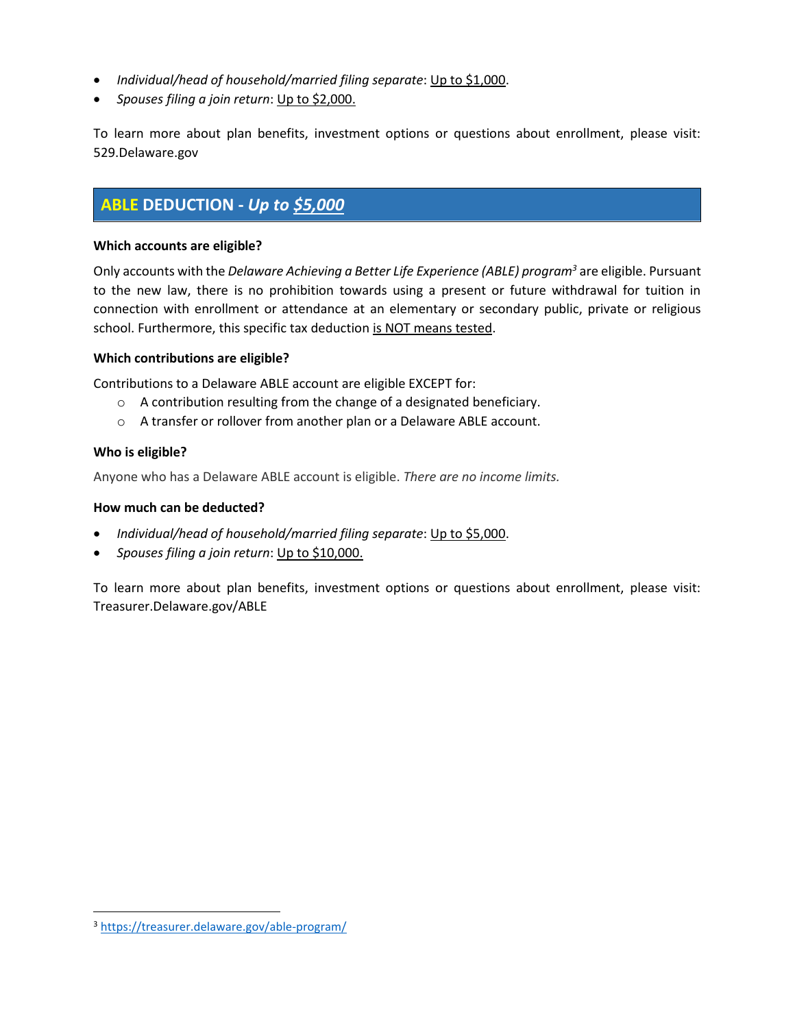- *Individual/head of household/married filing separate*: Up to $1,000.
- *Spouses filing a join return*: Up to $2,000.

To learn more about plan benefits, investment options or questions about enrollment, please visit: 529.Delaware.gov

## ABLE DEDUCTION - *Up to $5,000*

**Which accounts are eligible?**

Only accounts with the *Delaware Achieving a Better Life Experience (ABLE) program*[3] are eligible. Pursuant to the new law, there is no prohibition towards using a present or future withdrawal for tuition in connection with enrollment or attendance at an elementary or secondary public, private or religious school. Furthermore, this specific tax deduction is NOT means tested.

**Which contributions are eligible?**

Contributions to a Delaware ABLE account are eligible EXCEPT for:

- A contribution resulting from the change of a designated beneficiary.
- A transfer or rollover from another plan or a Delaware ABLE account.

**Who is eligible?**

Anyone who has a Delaware ABLE account is eligible. *There are no income limits.*

**How much can be deducted?**

- *Individual/head of household/married filing separate*: Up to $5,000.
- *Spouses filing a join return*: Up to $10,000.

To learn more about plan benefits, investment options or questions about enrollment, please visit: Treasurer.Delaware.gov/ABLE

[3] https://treasurer.delaware.gov/able-program/